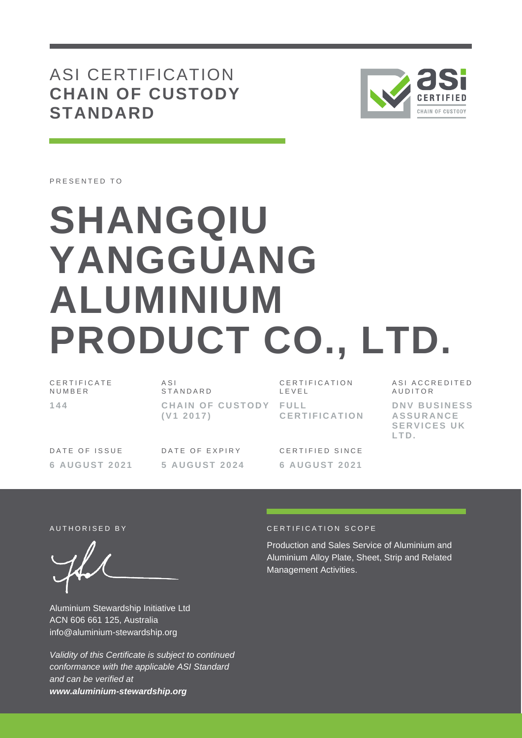# ASI CERTIFICATION
## CHAIN OF CUSTODY STANDARD

PRESENTED TO

# SHANGQIU YANGGUANG ALUMINIUM PRODUCT CO., LTD.

| CERTIFICATE NUMBER | ASI STANDARD | CERTIFICATION LEVEL | ASI ACCREDITED AUDITOR |
|---|---|---|---|
| **144** | **CHAIN OF CUSTODY (V1 2017)** | **FULL CERTIFICATION** | **DNV BUSINESS ASSURANCE SERVICES UK LTD.** |

| DATE OF ISSUE | DATE OF EXPIRY | CERTIFIED SINCE |
|---|---|---|
| **6 AUGUST 2021** | **5 AUGUST 2024** | **6 AUGUST 2021** |

AUTHORISED BY

Aluminium Stewardship Initiative Ltd
ACN 606 661 125, Australia
info@aluminium-stewardship.org

*Validity of this Certificate is subject to continued conformance with the applicable ASI Standard and can be verified at **www.aluminium-stewardship.org***

CERTIFICATION SCOPE

Production and Sales Service of Aluminium and Aluminium Alloy Plate, Sheet, Strip and Related Management Activities.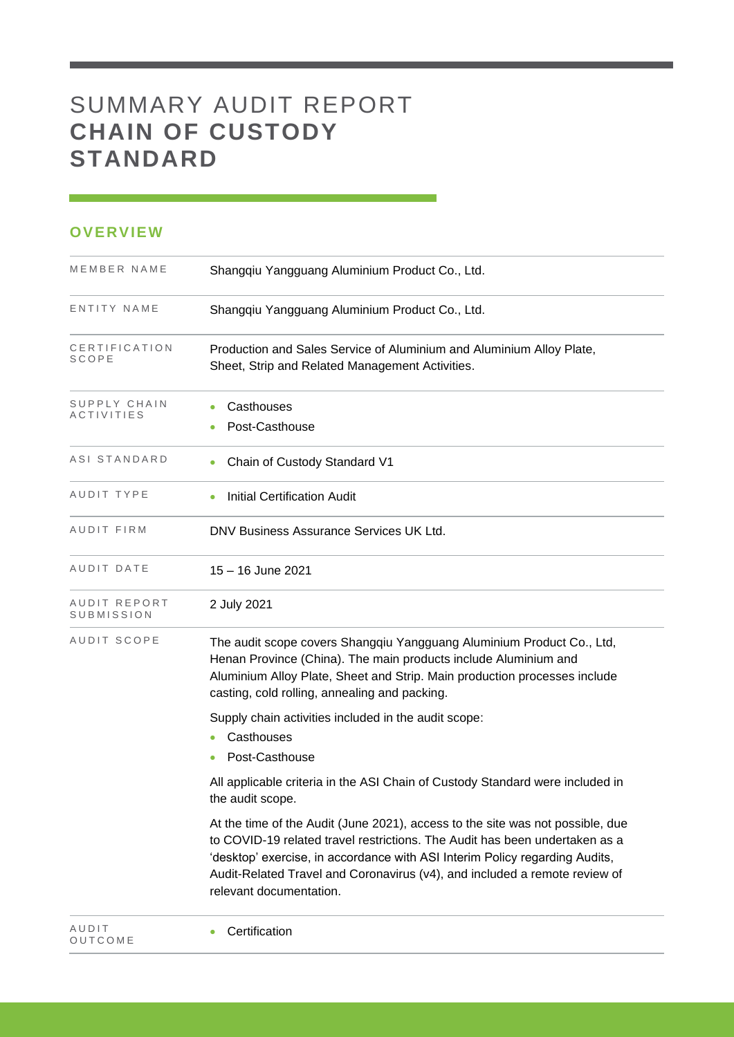# SUMMARY AUDIT REPORT **CHAIN OF CUSTODY STANDARD**

## OVERVIEW

| | |
|---|---|
| MEMBER NAME | Shangqiu Yangguang Aluminium Product Co., Ltd. |
| ENTITY NAME | Shangqiu Yangguang Aluminium Product Co., Ltd. |
| CERTIFICATION SCOPE | Production and Sales Service of Aluminium and Aluminium Alloy Plate, Sheet, Strip and Related Management Activities. |
| SUPPLY CHAIN ACTIVITIES | • Casthouses<br>• Post-Casthouse |
| ASI STANDARD | • Chain of Custody Standard V1 |
| AUDIT TYPE | • Initial Certification Audit |
| AUDIT FIRM | DNV Business Assurance Services UK Ltd. |
| AUDIT DATE | 15 – 16 June 2021 |
| AUDIT REPORT SUBMISSION | 2 July 2021 |
| AUDIT SCOPE | The audit scope covers Shangqiu Yangguang Aluminium Product Co., Ltd, Henan Province (China). The main products include Aluminium and Aluminium Alloy Plate, Sheet and Strip. Main production processes include casting, cold rolling, annealing and packing.<br><br>Supply chain activities included in the audit scope:<br>• Casthouses<br>• Post-Casthouse<br><br>All applicable criteria in the ASI Chain of Custody Standard were included in the audit scope.<br><br>At the time of the Audit (June 2021), access to the site was not possible, due to COVID-19 related travel restrictions. The Audit has been undertaken as a 'desktop' exercise, in accordance with ASI Interim Policy regarding Audits, Audit-Related Travel and Coronavirus (v4), and included a remote review of relevant documentation. |
| AUDIT OUTCOME | • Certification |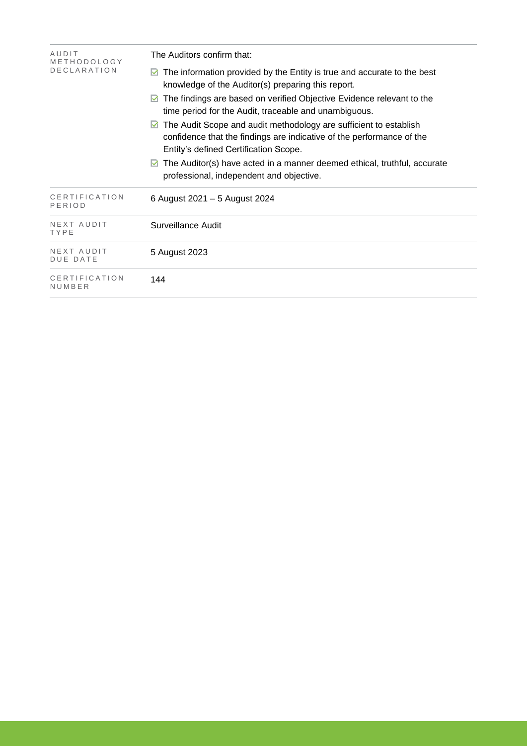| | |
|---|---|
| AUDIT METHODOLOGY DECLARATION | The Auditors confirm that:<br>☑ The information provided by the Entity is true and accurate to the best knowledge of the Auditor(s) preparing this report.<br>☑ The findings are based on verified Objective Evidence relevant to the time period for the Audit, traceable and unambiguous.<br>☑ The Audit Scope and audit methodology are sufficient to establish confidence that the findings are indicative of the performance of the Entity's defined Certification Scope.<br>☑ The Auditor(s) have acted in a manner deemed ethical, truthful, accurate professional, independent and objective. |
| CERTIFICATION PERIOD | 6 August 2021 – 5 August 2024 |
| NEXT AUDIT TYPE | Surveillance Audit |
| NEXT AUDIT DUE DATE | 5 August 2023 |
| CERTIFICATION NUMBER | 144 |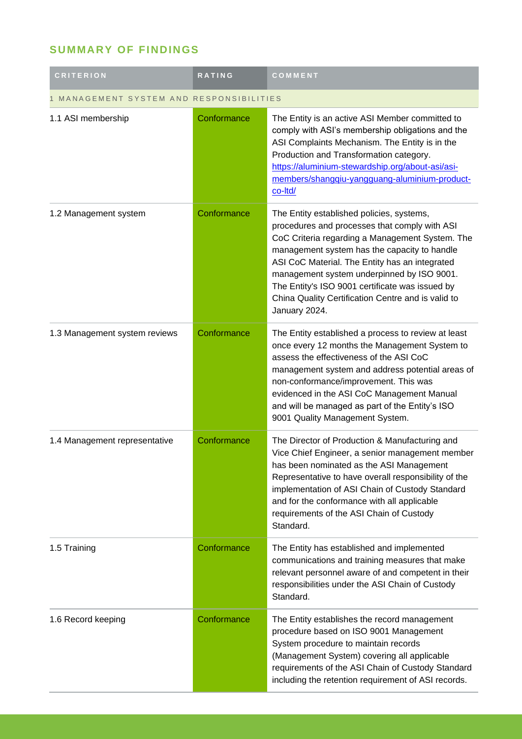## SUMMARY OF FINDINGS

| CRITERION | RATING | COMMENT |
|---|---|---|
| 1 MANAGEMENT SYSTEM AND RESPONSIBILITIES | | |
| 1.1 ASI membership | Conformance | The Entity is an active ASI Member committed to comply with ASI's membership obligations and the ASI Complaints Mechanism. The Entity is in the Production and Transformation category. https://aluminium-stewardship.org/about-asi/asi-members/shangqiu-yangguang-aluminium-product-co-ltd/ |
| 1.2 Management system | Conformance | The Entity established policies, systems, procedures and processes that comply with ASI CoC Criteria regarding a Management System. The management system has the capacity to handle ASI CoC Material. The Entity has an integrated management system underpinned by ISO 9001. The Entity's ISO 9001 certificate was issued by China Quality Certification Centre and is valid to January 2024. |
| 1.3 Management system reviews | Conformance | The Entity established a process to review at least once every 12 months the Management System to assess the effectiveness of the ASI CoC management system and address potential areas of non-conformance/improvement. This was evidenced in the ASI CoC Management Manual and will be managed as part of the Entity's ISO 9001 Quality Management System. |
| 1.4 Management representative | Conformance | The Director of Production & Manufacturing and Vice Chief Engineer, a senior management member has been nominated as the ASI Management Representative to have overall responsibility of the implementation of ASI Chain of Custody Standard and for the conformance with all applicable requirements of the ASI Chain of Custody Standard. |
| 1.5 Training | Conformance | The Entity has established and implemented communications and training measures that make relevant personnel aware of and competent in their responsibilities under the ASI Chain of Custody Standard. |
| 1.6 Record keeping | Conformance | The Entity establishes the record management procedure based on ISO 9001 Management System procedure to maintain records (Management System) covering all applicable requirements of the ASI Chain of Custody Standard including the retention requirement of ASI records. |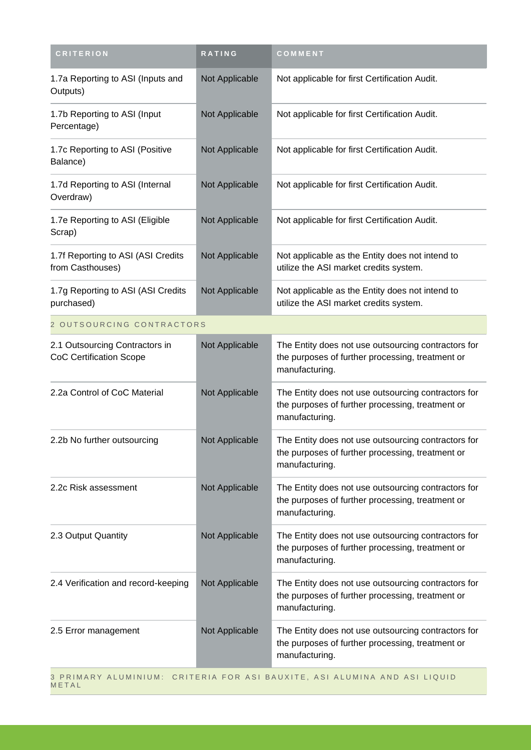| CRITERION | RATING | COMMENT |
| --- | --- | --- |
| 1.7a Reporting to ASI (Inputs and Outputs) | Not Applicable | Not applicable for first Certification Audit. |
| 1.7b Reporting to ASI (Input Percentage) | Not Applicable | Not applicable for first Certification Audit. |
| 1.7c Reporting to ASI (Positive Balance) | Not Applicable | Not applicable for first Certification Audit. |
| 1.7d Reporting to ASI (Internal Overdraw) | Not Applicable | Not applicable for first Certification Audit. |
| 1.7e Reporting to ASI (Eligible Scrap) | Not Applicable | Not applicable for first Certification Audit. |
| 1.7f Reporting to ASI (ASI Credits from Casthouses) | Not Applicable | Not applicable as the Entity does not intend to utilize the ASI market credits system. |
| 1.7g Reporting to ASI (ASI Credits purchased) | Not Applicable | Not applicable as the Entity does not intend to utilize the ASI market credits system. |
| 2 OUTSOURCING CONTRACTORS | | |
| 2.1 Outsourcing Contractors in CoC Certification Scope | Not Applicable | The Entity does not use outsourcing contractors for the purposes of further processing, treatment or manufacturing. |
| 2.2a Control of CoC Material | Not Applicable | The Entity does not use outsourcing contractors for the purposes of further processing, treatment or manufacturing. |
| 2.2b No further outsourcing | Not Applicable | The Entity does not use outsourcing contractors for the purposes of further processing, treatment or manufacturing. |
| 2.2c Risk assessment | Not Applicable | The Entity does not use outsourcing contractors for the purposes of further processing, treatment or manufacturing. |
| 2.3 Output Quantity | Not Applicable | The Entity does not use outsourcing contractors for the purposes of further processing, treatment or manufacturing. |
| 2.4 Verification and record-keeping | Not Applicable | The Entity does not use outsourcing contractors for the purposes of further processing, treatment or manufacturing. |
| 2.5 Error management | Not Applicable | The Entity does not use outsourcing contractors for the purposes of further processing, treatment or manufacturing. |
| 3 PRIMARY ALUMINIUM: CRITERIA FOR ASI BAUXITE, ASI ALUMINA AND ASI LIQUID METAL | | |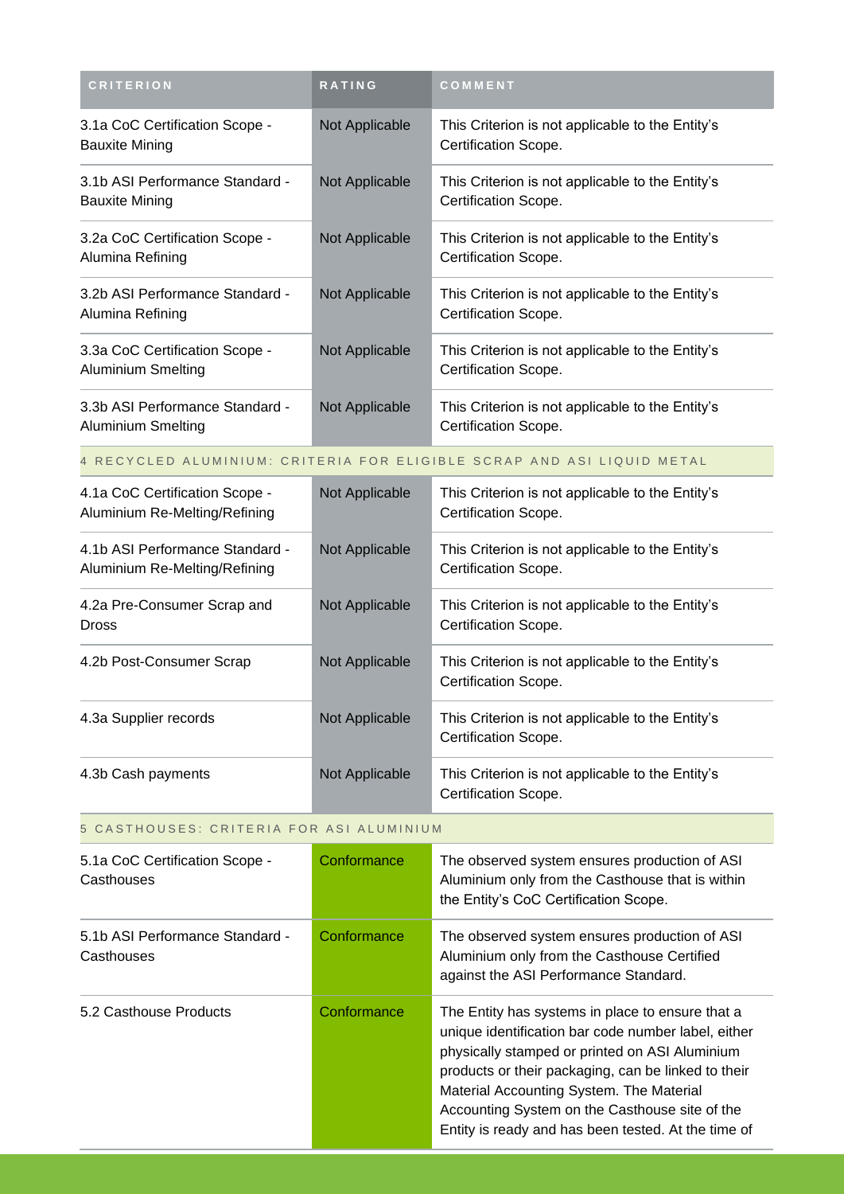| CRITERION | RATING | COMMENT |
| --- | --- | --- |
| 3.1a CoC Certification Scope - Bauxite Mining | Not Applicable | This Criterion is not applicable to the Entity's Certification Scope. |
| 3.1b ASI Performance Standard - Bauxite Mining | Not Applicable | This Criterion is not applicable to the Entity's Certification Scope. |
| 3.2a CoC Certification Scope - Alumina Refining | Not Applicable | This Criterion is not applicable to the Entity's Certification Scope. |
| 3.2b ASI Performance Standard - Alumina Refining | Not Applicable | This Criterion is not applicable to the Entity's Certification Scope. |
| 3.3a CoC Certification Scope - Aluminium Smelting | Not Applicable | This Criterion is not applicable to the Entity's Certification Scope. |
| 3.3b ASI Performance Standard - Aluminium Smelting | Not Applicable | This Criterion is not applicable to the Entity's Certification Scope. |
| **4 RECYCLED ALUMINIUM: CRITERIA FOR ELIGIBLE SCRAP AND ASI LIQUID METAL** | | |
| 4.1a CoC Certification Scope - Aluminium Re-Melting/Refining | Not Applicable | This Criterion is not applicable to the Entity's Certification Scope. |
| 4.1b ASI Performance Standard - Aluminium Re-Melting/Refining | Not Applicable | This Criterion is not applicable to the Entity's Certification Scope. |
| 4.2a Pre-Consumer Scrap and Dross | Not Applicable | This Criterion is not applicable to the Entity's Certification Scope. |
| 4.2b Post-Consumer Scrap | Not Applicable | This Criterion is not applicable to the Entity's Certification Scope. |
| 4.3a Supplier records | Not Applicable | This Criterion is not applicable to the Entity's Certification Scope. |
| 4.3b Cash payments | Not Applicable | This Criterion is not applicable to the Entity's Certification Scope. |
| **5 CASTHOUSES: CRITERIA FOR ASI ALUMINIUM** | | |
| 5.1a CoC Certification Scope - Casthouses | Conformance | The observed system ensures production of ASI Aluminium only from the Casthouse that is within the Entity's CoC Certification Scope. |
| 5.1b ASI Performance Standard - Casthouses | Conformance | The observed system ensures production of ASI Aluminium only from the Casthouse Certified against the ASI Performance Standard. |
| 5.2 Casthouse Products | Conformance | The Entity has systems in place to ensure that a unique identification bar code number label, either physically stamped or printed on ASI Aluminium products or their packaging, can be linked to their Material Accounting System. The Material Accounting System on the Casthouse site of the Entity is ready and has been tested. At the time of |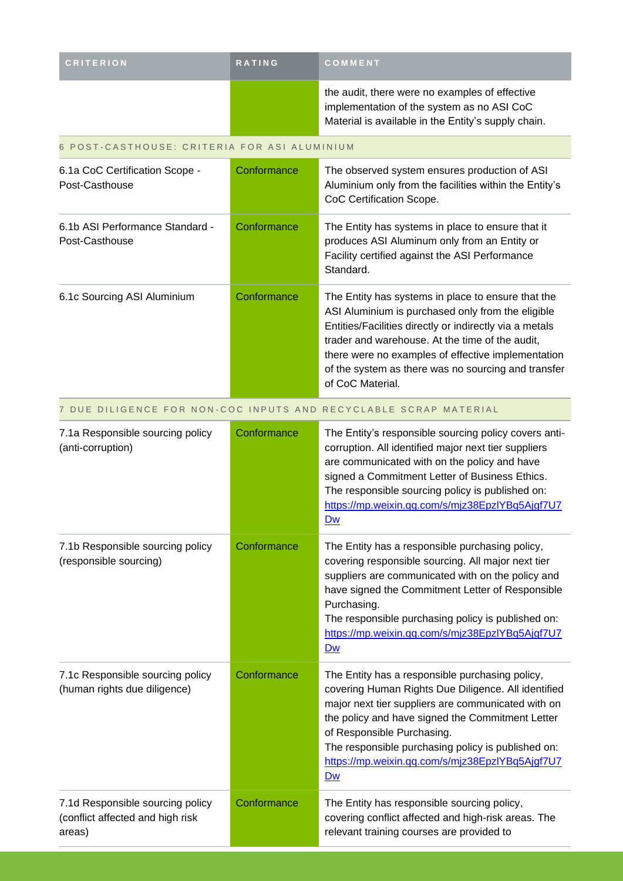| CRITERION | RATING | COMMENT |
| --- | --- | --- |
| | | the audit, there were no examples of effective implementation of the system as no ASI CoC Material is available in the Entity's supply chain. |
| **6 POST-CASTHOUSE: CRITERIA FOR ASI ALUMINIUM** | | |
| 6.1a CoC Certification Scope - Post-Casthouse | Conformance | The observed system ensures production of ASI Aluminium only from the facilities within the Entity's CoC Certification Scope. |
| 6.1b ASI Performance Standard - Post-Casthouse | Conformance | The Entity has systems in place to ensure that it produces ASI Aluminum only from an Entity or Facility certified against the ASI Performance Standard. |
| 6.1c Sourcing ASI Aluminium | Conformance | The Entity has systems in place to ensure that the ASI Aluminium is purchased only from the eligible Entities/Facilities directly or indirectly via a metals trader and warehouse. At the time of the audit, there were no examples of effective implementation of the system as there was no sourcing and transfer of CoC Material. |
| **7 DUE DILIGENCE FOR NON-COC INPUTS AND RECYCLABLE SCRAP MATERIAL** | | |
| 7.1a Responsible sourcing policy (anti-corruption) | Conformance | The Entity's responsible sourcing policy covers anti-corruption. All identified major next tier suppliers are communicated with on the policy and have signed a Commitment Letter of Business Ethics. The responsible sourcing policy is published on: https://mp.weixin.qq.com/s/mjz38EpzlYBq5Ajgf7U7Dw |
| 7.1b Responsible sourcing policy (responsible sourcing) | Conformance | The Entity has a responsible purchasing policy, covering responsible sourcing. All major next tier suppliers are communicated with on the policy and have signed the Commitment Letter of Responsible Purchasing. The responsible purchasing policy is published on: https://mp.weixin.qq.com/s/mjz38EpzlYBq5Ajgf7U7Dw |
| 7.1c Responsible sourcing policy (human rights due diligence) | Conformance | The Entity has a responsible purchasing policy, covering Human Rights Due Diligence. All identified major next tier suppliers are communicated with on the policy and have signed the Commitment Letter of Responsible Purchasing. The responsible purchasing policy is published on: https://mp.weixin.qq.com/s/mjz38EpzlYBq5Ajgf7U7Dw |
| 7.1d Responsible sourcing policy (conflict affected and high risk areas) | Conformance | The Entity has responsible sourcing policy, covering conflict affected and high-risk areas. The relevant training courses are provided to |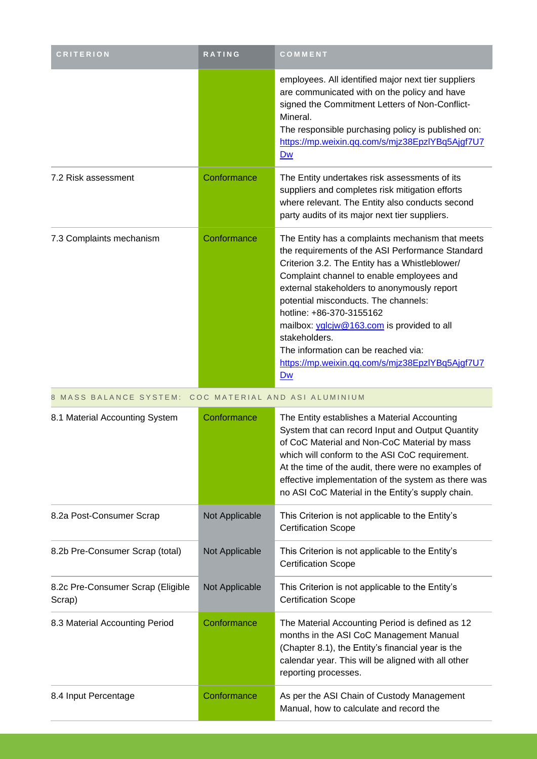| CRITERION | RATING | COMMENT |
| --- | --- | --- |
| | | employees. All identified major next tier suppliers are communicated with on the policy and have signed the Commitment Letters of Non-Conflict-Mineral.<br>The responsible purchasing policy is published on: https://mp.weixin.qq.com/s/mjz38EpzlYBq5Ajgf7U7Dw |
| 7.2 Risk assessment | Conformance | The Entity undertakes risk assessments of its suppliers and completes risk mitigation efforts where relevant. The Entity also conducts second party audits of its major next tier suppliers. |
| 7.3 Complaints mechanism | Conformance | The Entity has a complaints mechanism that meets the requirements of the ASI Performance Standard Criterion 3.2. The Entity has a Whistleblower/ Complaint channel to enable employees and external stakeholders to anonymously report potential misconducts. The channels:<br>hotline: +86-370-3155162<br>mailbox: yglcjw@163.com is provided to all stakeholders.<br>The information can be reached via: https://mp.weixin.qq.com/s/mjz38EpzlYBq5Ajgf7U7Dw |
| **8 MASS BALANCE SYSTEM: COC MATERIAL AND ASI ALUMINIUM** | | |
| 8.1 Material Accounting System | Conformance | The Entity establishes a Material Accounting System that can record Input and Output Quantity of CoC Material and Non-CoC Material by mass which will conform to the ASI CoC requirement.<br>At the time of the audit, there were no examples of effective implementation of the system as there was no ASI CoC Material in the Entity's supply chain. |
| 8.2a Post-Consumer Scrap | Not Applicable | This Criterion is not applicable to the Entity's Certification Scope |
| 8.2b Pre-Consumer Scrap (total) | Not Applicable | This Criterion is not applicable to the Entity's Certification Scope |
| 8.2c Pre-Consumer Scrap (Eligible Scrap) | Not Applicable | This Criterion is not applicable to the Entity's Certification Scope |
| 8.3 Material Accounting Period | Conformance | The Material Accounting Period is defined as 12 months in the ASI CoC Management Manual (Chapter 8.1), the Entity's financial year is the calendar year. This will be aligned with all other reporting processes. |
| 8.4 Input Percentage | Conformance | As per the ASI Chain of Custody Management Manual, how to calculate and record the |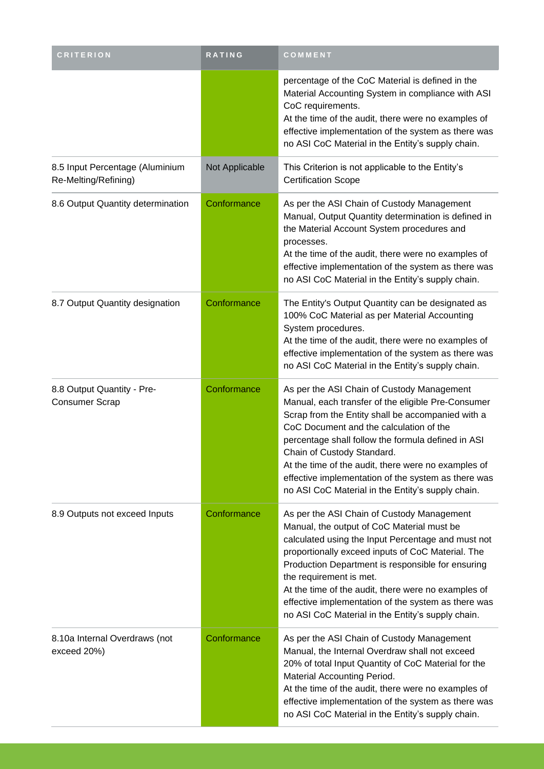| CRITERION | RATING | COMMENT |
| --- | --- | --- |
| | | percentage of the CoC Material is defined in the Material Accounting System in compliance with ASI CoC requirements.<br>At the time of the audit, there were no examples of effective implementation of the system as there was no ASI CoC Material in the Entity's supply chain. |
| 8.5 Input Percentage (Aluminium Re-Melting/Refining) | Not Applicable | This Criterion is not applicable to the Entity's Certification Scope |
| 8.6 Output Quantity determination | Conformance | As per the ASI Chain of Custody Management Manual, Output Quantity determination is defined in the Material Account System procedures and processes.<br>At the time of the audit, there were no examples of effective implementation of the system as there was no ASI CoC Material in the Entity's supply chain. |
| 8.7 Output Quantity designation | Conformance | The Entity's Output Quantity can be designated as 100% CoC Material as per Material Accounting System procedures.<br>At the time of the audit, there were no examples of effective implementation of the system as there was no ASI CoC Material in the Entity's supply chain. |
| 8.8 Output Quantity - Pre-Consumer Scrap | Conformance | As per the ASI Chain of Custody Management Manual, each transfer of the eligible Pre-Consumer Scrap from the Entity shall be accompanied with a CoC Document and the calculation of the percentage shall follow the formula defined in ASI Chain of Custody Standard.<br>At the time of the audit, there were no examples of effective implementation of the system as there was no ASI CoC Material in the Entity's supply chain. |
| 8.9 Outputs not exceed Inputs | Conformance | As per the ASI Chain of Custody Management Manual, the output of CoC Material must be calculated using the Input Percentage and must not proportionally exceed inputs of CoC Material. The Production Department is responsible for ensuring the requirement is met.<br>At the time of the audit, there were no examples of effective implementation of the system as there was no ASI CoC Material in the Entity's supply chain. |
| 8.10a Internal Overdraws (not exceed 20%) | Conformance | As per the ASI Chain of Custody Management Manual, the Internal Overdraw shall not exceed 20% of total Input Quantity of CoC Material for the Material Accounting Period.<br>At the time of the audit, there were no examples of effective implementation of the system as there was no ASI CoC Material in the Entity's supply chain. |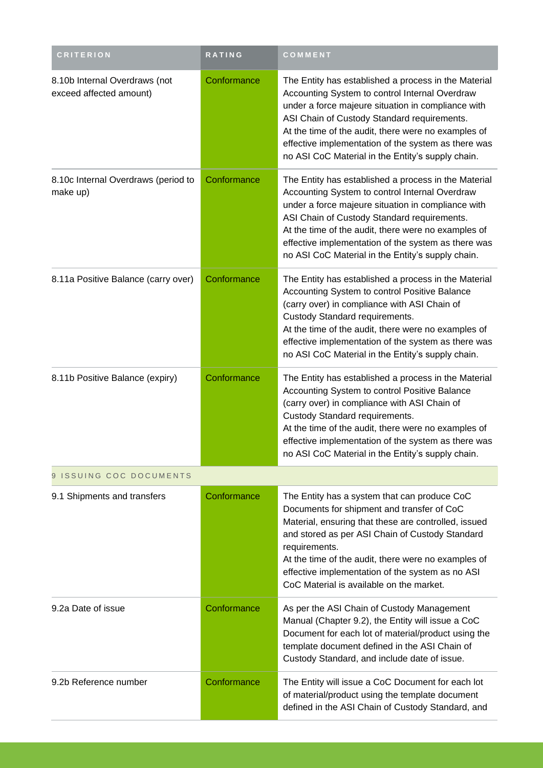| CRITERION | RATING | COMMENT |
|---|---|---|
| 8.10b Internal Overdraws (not exceed affected amount) | Conformance | The Entity has established a process in the Material Accounting System to control Internal Overdraw under a force majeure situation in compliance with ASI Chain of Custody Standard requirements.<br>At the time of the audit, there were no examples of effective implementation of the system as there was no ASI CoC Material in the Entity's supply chain. |
| 8.10c Internal Overdraws (period to make up) | Conformance | The Entity has established a process in the Material Accounting System to control Internal Overdraw under a force majeure situation in compliance with ASI Chain of Custody Standard requirements.<br>At the time of the audit, there were no examples of effective implementation of the system as there was no ASI CoC Material in the Entity's supply chain. |
| 8.11a Positive Balance (carry over) | Conformance | The Entity has established a process in the Material Accounting System to control Positive Balance (carry over) in compliance with ASI Chain of Custody Standard requirements.<br>At the time of the audit, there were no examples of effective implementation of the system as there was no ASI CoC Material in the Entity's supply chain. |
| 8.11b Positive Balance (expiry) | Conformance | The Entity has established a process in the Material Accounting System to control Positive Balance (carry over) in compliance with ASI Chain of Custody Standard requirements.<br>At the time of the audit, there were no examples of effective implementation of the system as there was no ASI CoC Material in the Entity's supply chain. |
| **9 ISSUING COC DOCUMENTS** | | |
| 9.1 Shipments and transfers | Conformance | The Entity has a system that can produce CoC Documents for shipment and transfer of CoC Material, ensuring that these are controlled, issued and stored as per ASI Chain of Custody Standard requirements.<br>At the time of the audit, there were no examples of effective implementation of the system as no ASI CoC Material is available on the market. |
| 9.2a Date of issue | Conformance | As per the ASI Chain of Custody Management Manual (Chapter 9.2), the Entity will issue a CoC Document for each lot of material/product using the template document defined in the ASI Chain of Custody Standard, and include date of issue. |
| 9.2b Reference number | Conformance | The Entity will issue a CoC Document for each lot of material/product using the template document defined in the ASI Chain of Custody Standard, and |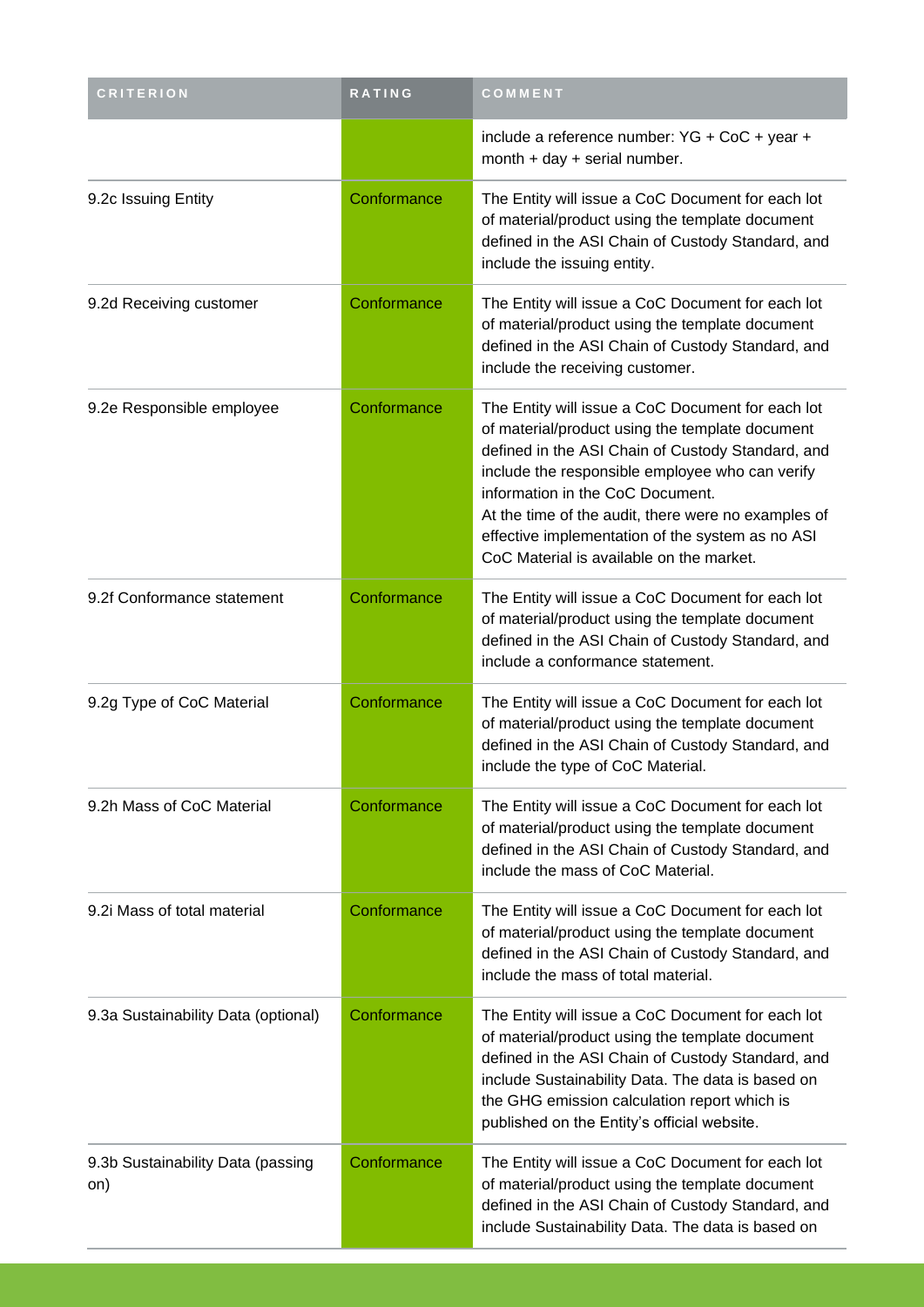| CRITERION | RATING | COMMENT |
| --- | --- | --- |
| | | include a reference number: YG + CoC + year + month + day + serial number. |
| 9.2c Issuing Entity | Conformance | The Entity will issue a CoC Document for each lot of material/product using the template document defined in the ASI Chain of Custody Standard, and include the issuing entity. |
| 9.2d Receiving customer | Conformance | The Entity will issue a CoC Document for each lot of material/product using the template document defined in the ASI Chain of Custody Standard, and include the receiving customer. |
| 9.2e Responsible employee | Conformance | The Entity will issue a CoC Document for each lot of material/product using the template document defined in the ASI Chain of Custody Standard, and include the responsible employee who can verify information in the CoC Document.<br>At the time of the audit, there were no examples of effective implementation of the system as no ASI CoC Material is available on the market. |
| 9.2f Conformance statement | Conformance | The Entity will issue a CoC Document for each lot of material/product using the template document defined in the ASI Chain of Custody Standard, and include a conformance statement. |
| 9.2g Type of CoC Material | Conformance | The Entity will issue a CoC Document for each lot of material/product using the template document defined in the ASI Chain of Custody Standard, and include the type of CoC Material. |
| 9.2h Mass of CoC Material | Conformance | The Entity will issue a CoC Document for each lot of material/product using the template document defined in the ASI Chain of Custody Standard, and include the mass of CoC Material. |
| 9.2i Mass of total material | Conformance | The Entity will issue a CoC Document for each lot of material/product using the template document defined in the ASI Chain of Custody Standard, and include the mass of total material. |
| 9.3a Sustainability Data (optional) | Conformance | The Entity will issue a CoC Document for each lot of material/product using the template document defined in the ASI Chain of Custody Standard, and include Sustainability Data. The data is based on the GHG emission calculation report which is published on the Entity's official website. |
| 9.3b Sustainability Data (passing on) | Conformance | The Entity will issue a CoC Document for each lot of material/product using the template document defined in the ASI Chain of Custody Standard, and include Sustainability Data. The data is based on |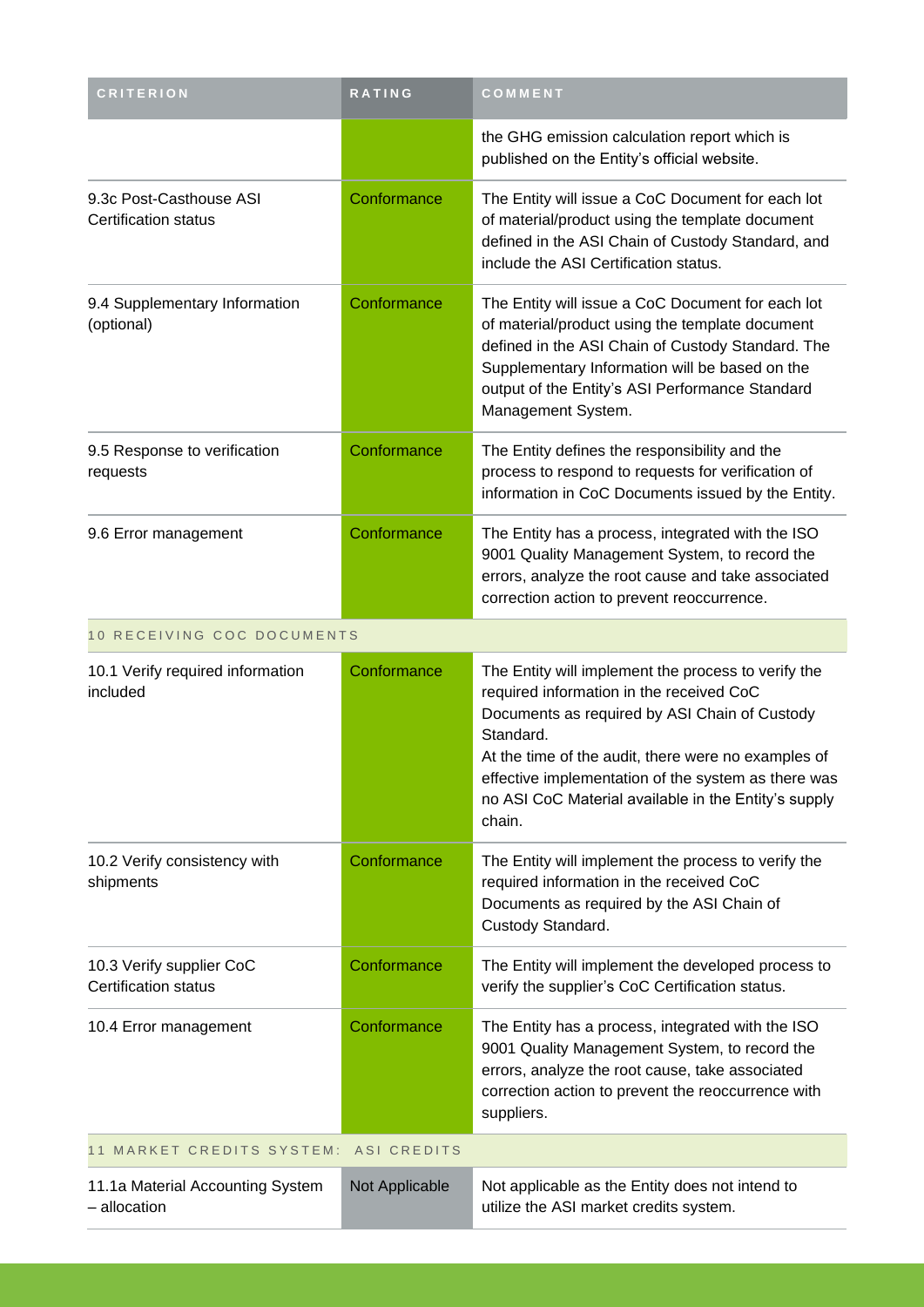| CRITERION | RATING | COMMENT |
| --- | --- | --- |
| | | the GHG emission calculation report which is published on the Entity's official website. |
| 9.3c Post-Casthouse ASI Certification status | Conformance | The Entity will issue a CoC Document for each lot of material/product using the template document defined in the ASI Chain of Custody Standard, and include the ASI Certification status. |
| 9.4 Supplementary Information (optional) | Conformance | The Entity will issue a CoC Document for each lot of material/product using the template document defined in the ASI Chain of Custody Standard. The Supplementary Information will be based on the output of the Entity's ASI Performance Standard Management System. |
| 9.5 Response to verification requests | Conformance | The Entity defines the responsibility and the process to respond to requests for verification of information in CoC Documents issued by the Entity. |
| 9.6 Error management | Conformance | The Entity has a process, integrated with the ISO 9001 Quality Management System, to record the errors, analyze the root cause and take associated correction action to prevent reoccurrence. |
| 10 RECEIVING COC DOCUMENTS | | |
| 10.1 Verify required information included | Conformance | The Entity will implement the process to verify the required information in the received CoC Documents as required by ASI Chain of Custody Standard.<br>At the time of the audit, there were no examples of effective implementation of the system as there was no ASI CoC Material available in the Entity's supply chain. |
| 10.2 Verify consistency with shipments | Conformance | The Entity will implement the process to verify the required information in the received CoC Documents as required by the ASI Chain of Custody Standard. |
| 10.3 Verify supplier CoC Certification status | Conformance | The Entity will implement the developed process to verify the supplier's CoC Certification status. |
| 10.4 Error management | Conformance | The Entity has a process, integrated with the ISO 9001 Quality Management System, to record the errors, analyze the root cause, take associated correction action to prevent the reoccurrence with suppliers. |
| 11 MARKET CREDITS SYSTEM: ASI CREDITS | | |
| 11.1a Material Accounting System – allocation | Not Applicable | Not applicable as the Entity does not intend to utilize the ASI market credits system. |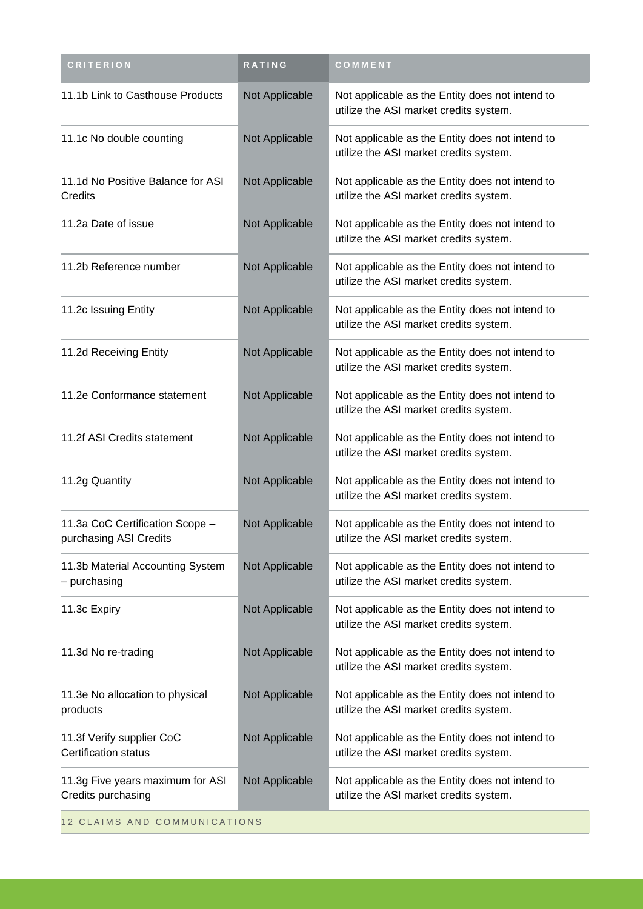| CRITERION | RATING | COMMENT |
| --- | --- | --- |
| 11.1b Link to Casthouse Products | Not Applicable | Not applicable as the Entity does not intend to utilize the ASI market credits system. |
| 11.1c No double counting | Not Applicable | Not applicable as the Entity does not intend to utilize the ASI market credits system. |
| 11.1d No Positive Balance for ASI Credits | Not Applicable | Not applicable as the Entity does not intend to utilize the ASI market credits system. |
| 11.2a Date of issue | Not Applicable | Not applicable as the Entity does not intend to utilize the ASI market credits system. |
| 11.2b Reference number | Not Applicable | Not applicable as the Entity does not intend to utilize the ASI market credits system. |
| 11.2c Issuing Entity | Not Applicable | Not applicable as the Entity does not intend to utilize the ASI market credits system. |
| 11.2d Receiving Entity | Not Applicable | Not applicable as the Entity does not intend to utilize the ASI market credits system. |
| 11.2e Conformance statement | Not Applicable | Not applicable as the Entity does not intend to utilize the ASI market credits system. |
| 11.2f ASI Credits statement | Not Applicable | Not applicable as the Entity does not intend to utilize the ASI market credits system. |
| 11.2g Quantity | Not Applicable | Not applicable as the Entity does not intend to utilize the ASI market credits system. |
| 11.3a CoC Certification Scope – purchasing ASI Credits | Not Applicable | Not applicable as the Entity does not intend to utilize the ASI market credits system. |
| 11.3b Material Accounting System – purchasing | Not Applicable | Not applicable as the Entity does not intend to utilize the ASI market credits system. |
| 11.3c Expiry | Not Applicable | Not applicable as the Entity does not intend to utilize the ASI market credits system. |
| 11.3d No re-trading | Not Applicable | Not applicable as the Entity does not intend to utilize the ASI market credits system. |
| 11.3e No allocation to physical products | Not Applicable | Not applicable as the Entity does not intend to utilize the ASI market credits system. |
| 11.3f Verify supplier CoC Certification status | Not Applicable | Not applicable as the Entity does not intend to utilize the ASI market credits system. |
| 11.3g Five years maximum for ASI Credits purchasing | Not Applicable | Not applicable as the Entity does not intend to utilize the ASI market credits system. |
| 12 CLAIMS AND COMMUNICATIONS | | |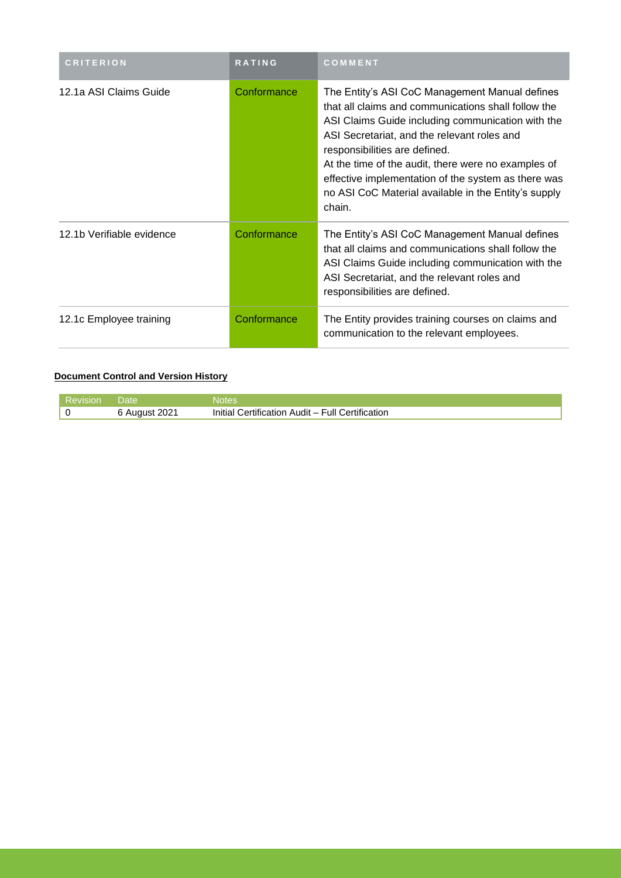| CRITERION | RATING | COMMENT |
| --- | --- | --- |
| 12.1a ASI Claims Guide | Conformance | The Entity's ASI CoC Management Manual defines that all claims and communications shall follow the ASI Claims Guide including communication with the ASI Secretariat, and the relevant roles and responsibilities are defined.<br>At the time of the audit, there were no examples of effective implementation of the system as there was no ASI CoC Material available in the Entity's supply chain. |
| 12.1b Verifiable evidence | Conformance | The Entity's ASI CoC Management Manual defines that all claims and communications shall follow the ASI Claims Guide including communication with the ASI Secretariat, and the relevant roles and responsibilities are defined. |
| 12.1c Employee training | Conformance | The Entity provides training courses on claims and communication to the relevant employees. |

**Document Control and Version History**

| Revision | Date | Notes |
| --- | --- | --- |
| 0 | 6 August 2021 | Initial Certification Audit – Full Certification |